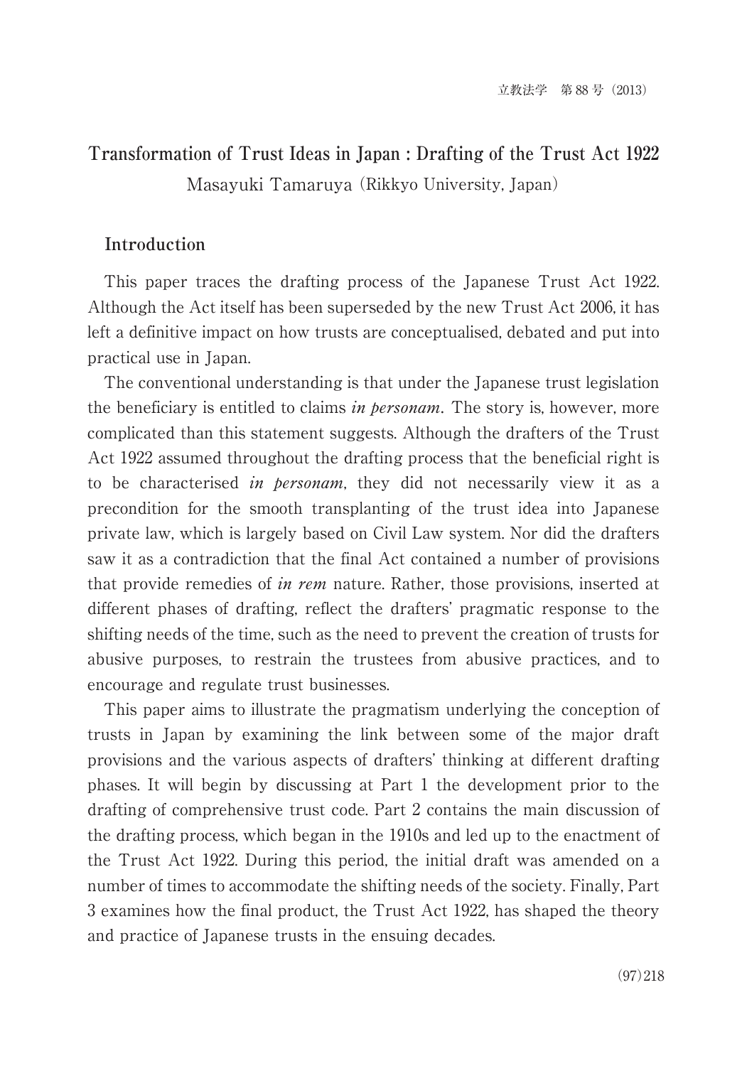# Transformation of Trust Ideas in Japan : Drafting of the Trust Act 1922

Masayuki Tamaruya (Rikkyo University, Japan)

## Introduction

This paper traces the drafting process of the Japanese Trust Act 1922. Although the Act itself has been superseded by the new Trust Act 2006, it has left a definitive impact on how trusts are conceptualised, debated and put into practical use in Japan.

The conventional understanding is that under the Japanese trust legislation the beneficiary is entitled to claims *in personam*. The story is, however, more complicated than this statement suggests. Although the drafters of the Trust Act 1922 assumed throughout the drafting process that the beneficial right is to be characterised *in personam*, they did not necessarily view it as a precondition for the smooth transplanting of the trust idea into Japanese private law, which is largely based on Civil Law system. Nor did the drafters saw it as a contradiction that the final Act contained a number of provisions that provide remedies of *in rem* nature. Rather, those provisions, inserted at different phases of drafting, reflect the drafters' pragmatic response to the shifting needs of the time, such as the need to prevent the creation of trusts for abusive purposes, to restrain the trustees from abusive practices, and to encourage and regulate trust businesses.

This paper aims to illustrate the pragmatism underlying the conception of trusts in Japan by examining the link between some of the major draft provisions and the various aspects of drafters' thinking at different drafting phases. It will begin by discussing at Part 1 the development prior to the drafting of comprehensive trust code. Part 2 contains the main discussion of the drafting process, which began in the 1910s and led up to the enactment of the Trust Act 1922. During this period, the initial draft was amended on a number of times to accommodate the shifting needs of the society. Finally, Part 3 examines how the final product, the Trust Act 1922, has shaped the theory and practice of Japanese trusts in the ensuing decades.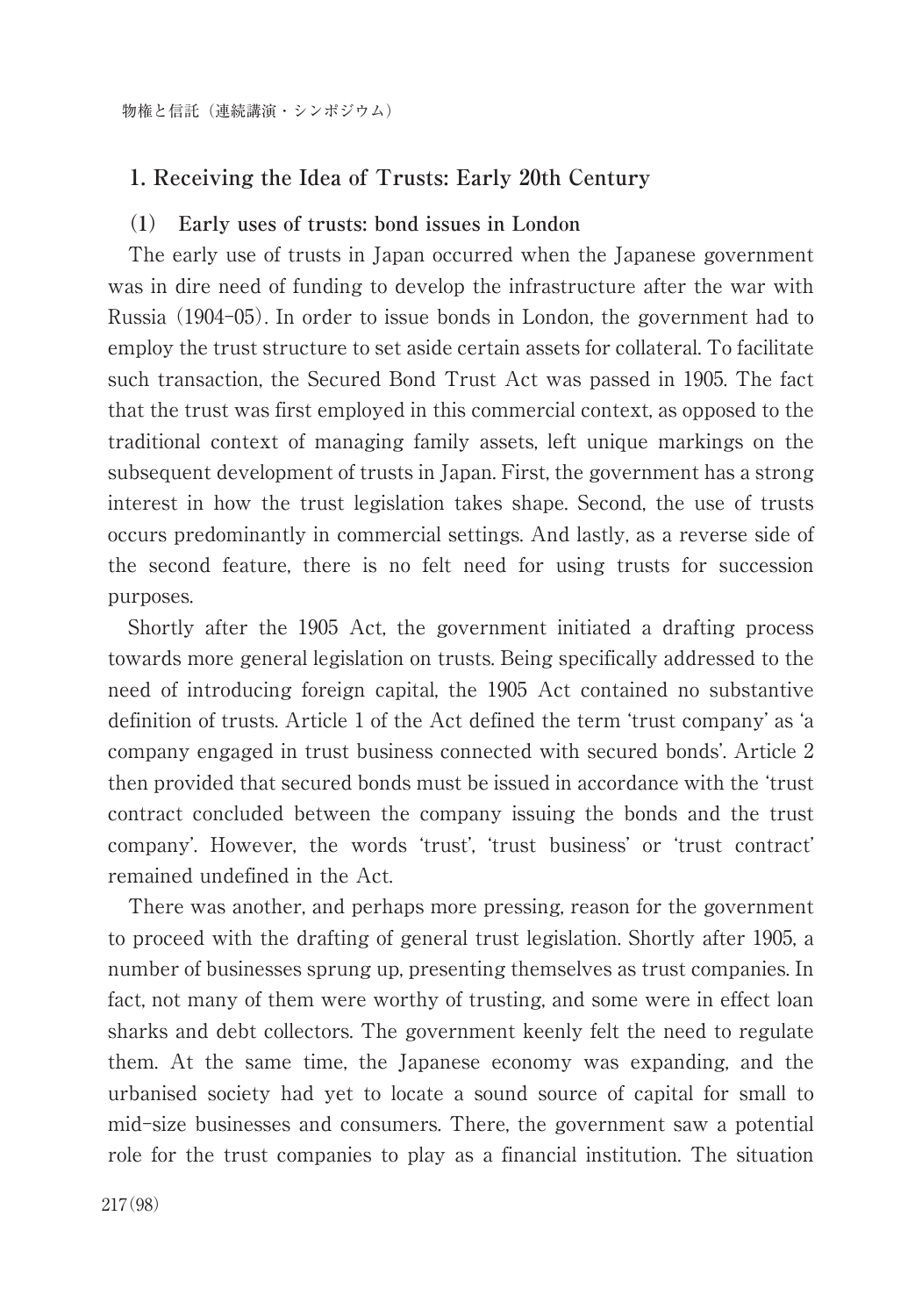## 1. Receiving the Idea of Trusts: Early 20th Century

### (1) Early uses of trusts: bond issues in London

The early use of trusts in Japan occurred when the Japanese government was in dire need of funding to develop the infrastructure after the war with Russia (1904–05). In order to issue bonds in London, the government had to employ the trust structure to set aside certain assets for collateral. To facilitate such transaction, the Secured Bond Trust Act was passed in 1905. The fact that the trust was first employed in this commercial context, as opposed to the traditional context of managing family assets, left unique markings on the subsequent development of trusts in Japan. First, the government has a strong interest in how the trust legislation takes shape. Second, the use of trusts occurs predominantly in commercial settings. And lastly, as a reverse side of the second feature, there is no felt need for using trusts for succession purposes.

Shortly after the 1905 Act, the government initiated a drafting process towards more general legislation on trusts. Being specifically addressed to the need of introducing foreign capital, the 1905 Act contained no substantive definition of trusts. Article 1 of the Act defined the term 'trust company' as 'a company engaged in trust business connected with secured bonds'. Article 2 then provided that secured bonds must be issued in accordance with the 'trust contract concluded between the company issuing the bonds and the trust company'. However, the words 'trust', 'trust business' or 'trust contract' remained undefined in the Act.

There was another, and perhaps more pressing, reason for the government to proceed with the drafting of general trust legislation. Shortly after 1905, a number of businesses sprung up, presenting themselves as trust companies. In fact, not many of them were worthy of trusting, and some were in effect loan sharks and debt collectors. The government keenly felt the need to regulate them. At the same time, the Japanese economy was expanding, and the urbanised society had yet to locate a sound source of capital for small to mid-size businesses and consumers. There, the government saw a potential role for the trust companies to play as a financial institution. The situation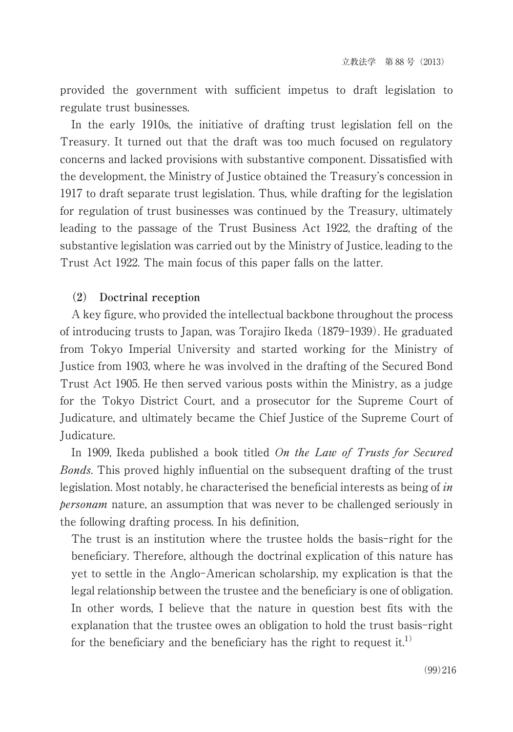provided the government with sufficient impetus to draft legislation to regulate trust businesses.

In the early 1910s, the initiative of drafting trust legislation fell on the Treasury. It turned out that the draft was too much focused on regulatory concerns and lacked provisions with substantive component. Dissatisfied with the development, the Ministry of Justice obtained the Treasury's concession in 1917 to draft separate trust legislation. Thus, while drafting for the legislation for regulation of trust businesses was continued by the Treasury, ultimately leading to the passage of the Trust Business Act 1922, the drafting of the substantive legislation was carried out by the Ministry of Justice, leading to the Trust Act 1922. The main focus of this paper falls on the latter.

### (2) Doctrinal reception

A key figure, who provided the intellectual backbone throughout the process of introducing trusts to Japan, was Torajiro Ikeda (1879-1939). He graduated from Tokyo Imperial University and started working for the Ministry of Justice from 1903, where he was involved in the drafting of the Secured Bond Trust Act 1905. He then served various posts within the Ministry, as a judge for the Tokyo District Court, and a prosecutor for the Supreme Court of Judicature, and ultimately became the Chief Justice of the Supreme Court of Judicature.

In 1909, Ikeda published a book titled *On the Law of Trusts for Secured Bonds*. This proved highly influential on the subsequent drafting of the trust legislation. Most notably, he characterised the beneficial interests as being of *in personam* nature, an assumption that was never to be challenged seriously in the following drafting process. In his definition,

> The trust is an institution where the trustee holds the basis-right for the beneficiary. Therefore, although the doctrinal explication of this nature has yet to settle in the Anglo-American scholarship, my explication is that the legal relationship between the trustee and the beneficiary is one of obligation. In other words, I believe that the nature in question best fits with the explanation that the trustee owes an obligation to hold the trust basis-right for the beneficiary and the beneficiary has the right to request it.[1)]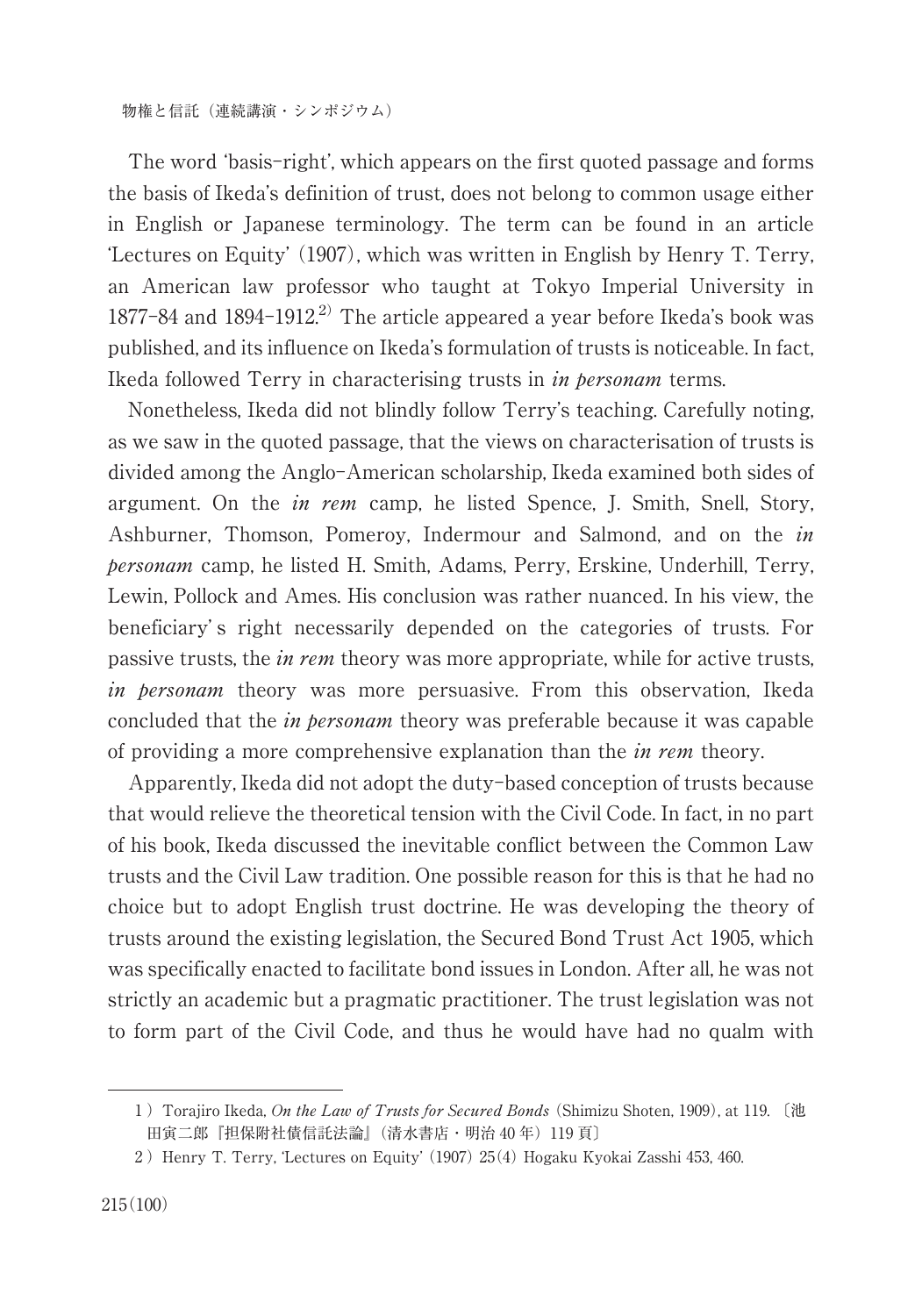The word 'basis-right', which appears on the first quoted passage and forms the basis of Ikeda's definition of trust, does not belong to common usage either in English or Japanese terminology. The term can be found in an article 'Lectures on Equity' (1907), which was written in English by Henry T. Terry, an American law professor who taught at Tokyo Imperial University in 1877-84 and 1894-1912.[2] The article appeared a year before Ikeda's book was published, and its influence on Ikeda's formulation of trusts is noticeable. In fact, Ikeda followed Terry in characterising trusts in *in personam* terms.

Nonetheless, Ikeda did not blindly follow Terry's teaching. Carefully noting, as we saw in the quoted passage, that the views on characterisation of trusts is divided among the Anglo-American scholarship, Ikeda examined both sides of argument. On the *in rem* camp, he listed Spence, J. Smith, Snell, Story, Ashburner, Thomson, Pomeroy, Indermour and Salmond, and on the *in personam* camp, he listed H. Smith, Adams, Perry, Erskine, Underhill, Terry, Lewin, Pollock and Ames. His conclusion was rather nuanced. In his view, the beneficiary's right necessarily depended on the categories of trusts. For passive trusts, the *in rem* theory was more appropriate, while for active trusts, *in personam* theory was more persuasive. From this observation, Ikeda concluded that the *in personam* theory was preferable because it was capable of providing a more comprehensive explanation than the *in rem* theory.

Apparently, Ikeda did not adopt the duty-based conception of trusts because that would relieve the theoretical tension with the Civil Code. In fact, in no part of his book, Ikeda discussed the inevitable conflict between the Common Law trusts and the Civil Law tradition. One possible reason for this is that he had no choice but to adopt English trust doctrine. He was developing the theory of trusts around the existing legislation, the Secured Bond Trust Act 1905, which was specifically enacted to facilitate bond issues in London. After all, he was not strictly an academic but a pragmatic practitioner. The trust legislation was not to form part of the Civil Code, and thus he would have had no qualm with

---

1) Torajiro Ikeda, *On the Law of Trusts for Secured Bonds* (Shimizu Shoten, 1909), at 119. 〔池田寅二郎『担保附社債信託法論』(清水書店・明治 40 年) 119 頁〕

2) Henry T. Terry, 'Lectures on Equity' (1907) 25(4) Hogaku Kyokai Zasshi 453, 460.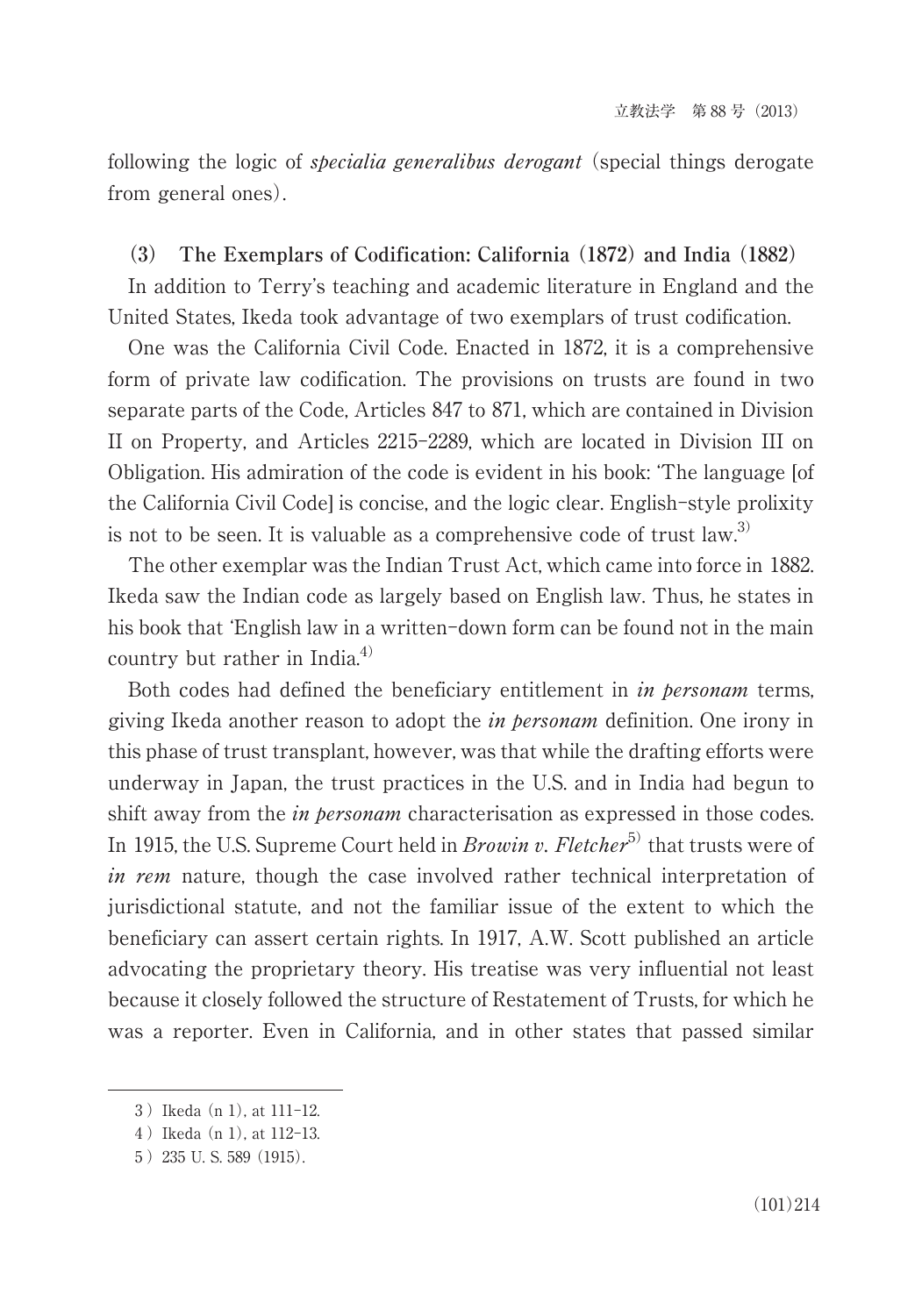following the logic of *specialia generalibus derogant* (special things derogate from general ones).

### (3) The Exemplars of Codification: California (1872) and India (1882)

In addition to Terry's teaching and academic literature in England and the United States, Ikeda took advantage of two exemplars of trust codification.

One was the California Civil Code. Enacted in 1872, it is a comprehensive form of private law codification. The provisions on trusts are found in two separate parts of the Code, Articles 847 to 871, which are contained in Division II on Property, and Articles 2215–2289, which are located in Division III on Obligation. His admiration of the code is evident in his book: 'The language [of the California Civil Code] is concise, and the logic clear. English-style prolixity is not to be seen. It is valuable as a comprehensive code of trust law.[3]

The other exemplar was the Indian Trust Act, which came into force in 1882. Ikeda saw the Indian code as largely based on English law. Thus, he states in his book that 'English law in a written-down form can be found not in the main country but rather in India.[4]

Both codes had defined the beneficiary entitlement in *in personam* terms, giving Ikeda another reason to adopt the *in personam* definition. One irony in this phase of trust transplant, however, was that while the drafting efforts were underway in Japan, the trust practices in the U.S. and in India had begun to shift away from the *in personam* characterisation as expressed in those codes. In 1915, the U.S. Supreme Court held in *Browin v. Fletcher*[5] that trusts were of *in rem* nature, though the case involved rather technical interpretation of jurisdictional statute, and not the familiar issue of the extent to which the beneficiary can assert certain rights. In 1917, A.W. Scott published an article advocating the proprietary theory. His treatise was very influential not least because it closely followed the structure of Restatement of Trusts, for which he was a reporter. Even in California, and in other states that passed similar

---

3) Ikeda (n 1), at 111–12.

4) Ikeda (n 1), at 112–13.

5) 235 U. S. 589 (1915).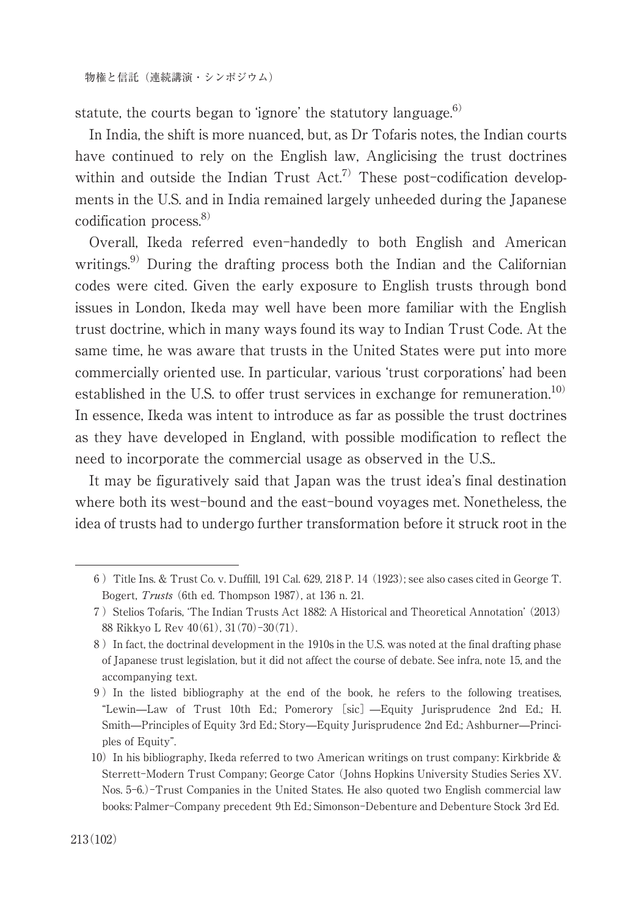statute, the courts began to 'ignore' the statutory language.[6]

In India, the shift is more nuanced, but, as Dr Tofaris notes, the Indian courts have continued to rely on the English law, Anglicising the trust doctrines within and outside the Indian Trust Act.[7] These post-codification developments in the U.S. and in India remained largely unheeded during the Japanese codification process.[8]

Overall, Ikeda referred even-handedly to both English and American writings.[9] During the drafting process both the Indian and the Californian codes were cited. Given the early exposure to English trusts through bond issues in London, Ikeda may well have been more familiar with the English trust doctrine, which in many ways found its way to Indian Trust Code. At the same time, he was aware that trusts in the United States were put into more commercially oriented use. In particular, various 'trust corporations' had been established in the U.S. to offer trust services in exchange for remuneration.[10] In essence, Ikeda was intent to introduce as far as possible the trust doctrines as they have developed in England, with possible modification to reflect the need to incorporate the commercial usage as observed in the U.S..

It may be figuratively said that Japan was the trust idea's final destination where both its west-bound and the east-bound voyages met. Nonetheless, the idea of trusts had to undergo further transformation before it struck root in the

---

6) Title Ins. & Trust Co. v. Duffill, 191 Cal. 629, 218 P. 14 (1923); see also cases cited in George T. Bogert, *Trusts* (6th ed. Thompson 1987), at 136 n. 21.

7) Stelios Tofaris, 'The Indian Trusts Act 1882: A Historical and Theoretical Annotation' (2013) 88 Rikkyo L Rev 40(61), 31(70)-30(71).

8) In fact, the doctrinal development in the 1910s in the U.S. was noted at the final drafting phase of Japanese trust legislation, but it did not affect the course of debate. See infra, note 15, and the accompanying text.

9) In the listed bibliography at the end of the book, he refers to the following treatises, "Lewin—Law of Trust 10th Ed.; Pomerory [sic]—Equity Jurisprudence 2nd Ed.; H. Smith—Principles of Equity 3rd Ed.; Story—Equity Jurisprudence 2nd Ed.; Ashburner—Principles of Equity".

10) In his bibliography, Ikeda referred to two American writings on trust company: Kirkbride & Sterrett-Modern Trust Company; George Cator (Johns Hopkins University Studies Series XV. Nos. 5-6.)-Trust Companies in the United States. He also quoted two English commercial law books: Palmer-Company precedent 9th Ed.; Simonson-Debenture and Debenture Stock 3rd Ed.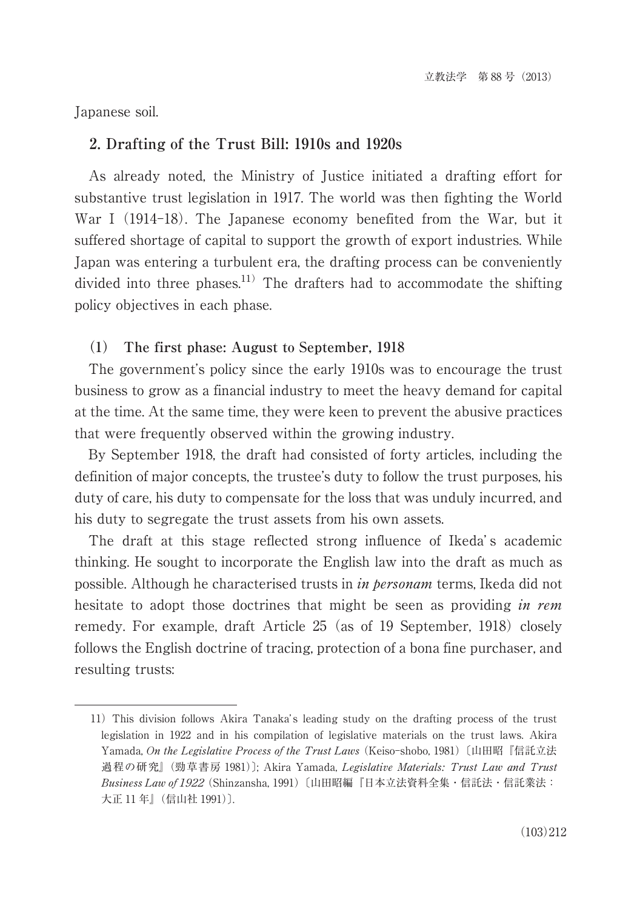Japanese soil.

## 2. Drafting of the Trust Bill: 1910s and 1920s

As already noted, the Ministry of Justice initiated a drafting effort for substantive trust legislation in 1917. The world was then fighting the World War I (1914-18). The Japanese economy benefited from the War, but it suffered shortage of capital to support the growth of export industries. While Japan was entering a turbulent era, the drafting process can be conveniently divided into three phases.[11] The drafters had to accommodate the shifting policy objectives in each phase.

### (1) The first phase: August to September, 1918

The government's policy since the early 1910s was to encourage the trust business to grow as a financial industry to meet the heavy demand for capital at the time. At the same time, they were keen to prevent the abusive practices that were frequently observed within the growing industry.

By September 1918, the draft had consisted of forty articles, including the definition of major concepts, the trustee's duty to follow the trust purposes, his duty of care, his duty to compensate for the loss that was unduly incurred, and his duty to segregate the trust assets from his own assets.

The draft at this stage reflected strong influence of Ikeda's academic thinking. He sought to incorporate the English law into the draft as much as possible. Although he characterised trusts in *in personam* terms, Ikeda did not hesitate to adopt those doctrines that might be seen as providing *in rem* remedy. For example, draft Article 25 (as of 19 September, 1918) closely follows the English doctrine of tracing, protection of a bona fine purchaser, and resulting trusts:

---

11) This division follows Akira Tanaka's leading study on the drafting process of the trust legislation in 1922 and in his compilation of legislative materials on the trust laws. Akira Yamada, *On the Legislative Process of the Trust Laws* (Keiso-shobo, 1981)〔山田昭『信託立法過程の研究』(勁草書房 1981)〕; Akira Yamada, *Legislative Materials: Trust Law and Trust Business Law of 1922* (Shinzansha, 1991)〔山田昭編『日本立法資料全集・信託法・信託業法：大正 11 年』(信山社 1991)〕.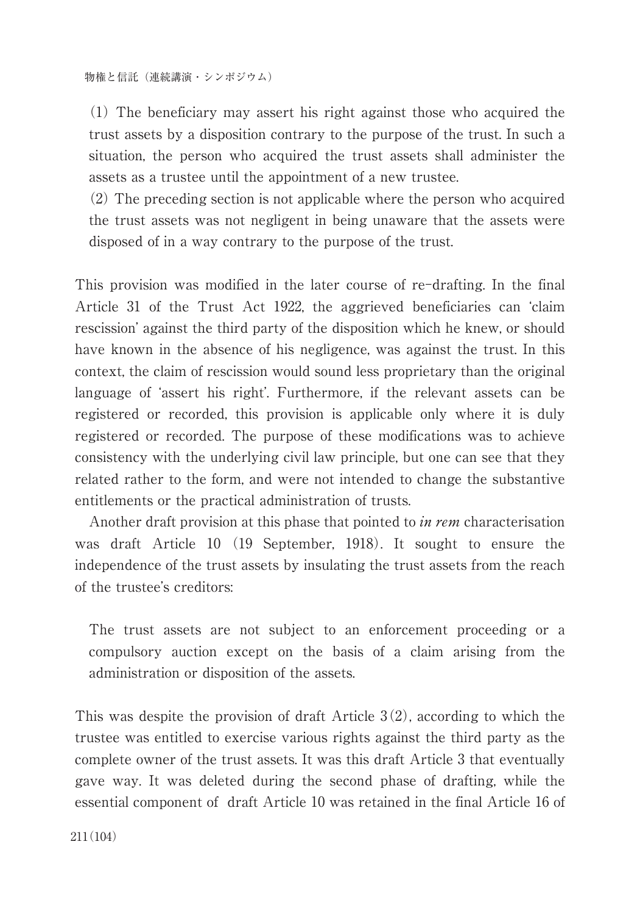(1) The beneficiary may assert his right against those who acquired the trust assets by a disposition contrary to the purpose of the trust. In such a situation, the person who acquired the trust assets shall administer the assets as a trustee until the appointment of a new trustee.

(2) The preceding section is not applicable where the person who acquired the trust assets was not negligent in being unaware that the assets were disposed of in a way contrary to the purpose of the trust.

This provision was modified in the later course of re-drafting. In the final Article 31 of the Trust Act 1922, the aggrieved beneficiaries can 'claim rescission' against the third party of the disposition which he knew, or should have known in the absence of his negligence, was against the trust. In this context, the claim of rescission would sound less proprietary than the original language of 'assert his right'. Furthermore, if the relevant assets can be registered or recorded, this provision is applicable only where it is duly registered or recorded. The purpose of these modifications was to achieve consistency with the underlying civil law principle, but one can see that they related rather to the form, and were not intended to change the substantive entitlements or the practical administration of trusts.

Another draft provision at this phase that pointed to *in rem* characterisation was draft Article 10 (19 September, 1918). It sought to ensure the independence of the trust assets by insulating the trust assets from the reach of the trustee's creditors:

> The trust assets are not subject to an enforcement proceeding or a compulsory auction except on the basis of a claim arising from the administration or disposition of the assets.

This was despite the provision of draft Article 3(2), according to which the trustee was entitled to exercise various rights against the third party as the complete owner of the trust assets. It was this draft Article 3 that eventually gave way. It was deleted during the second phase of drafting, while the essential component of draft Article 10 was retained in the final Article 16 of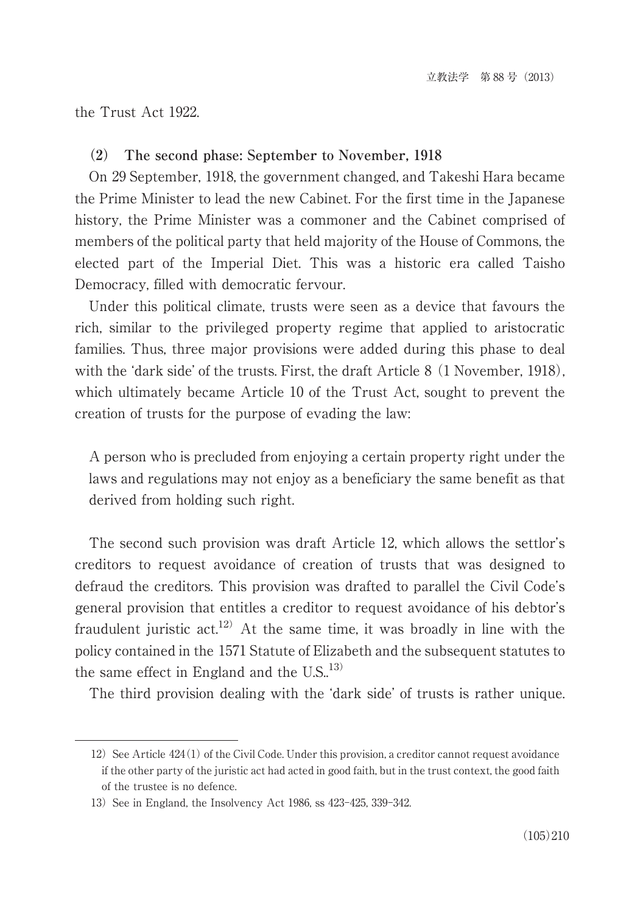the Trust Act 1922.

### (2) The second phase: September to November, 1918

On 29 September, 1918, the government changed, and Takeshi Hara became the Prime Minister to lead the new Cabinet. For the first time in the Japanese history, the Prime Minister was a commoner and the Cabinet comprised of members of the political party that held majority of the House of Commons, the elected part of the Imperial Diet. This was a historic era called Taisho Democracy, filled with democratic fervour.

Under this political climate, trusts were seen as a device that favours the rich, similar to the privileged property regime that applied to aristocratic families. Thus, three major provisions were added during this phase to deal with the 'dark side' of the trusts. First, the draft Article 8 (1 November, 1918), which ultimately became Article 10 of the Trust Act, sought to prevent the creation of trusts for the purpose of evading the law:

> A person who is precluded from enjoying a certain property right under the laws and regulations may not enjoy as a beneficiary the same benefit as that derived from holding such right.

The second such provision was draft Article 12, which allows the settlor's creditors to request avoidance of creation of trusts that was designed to defraud the creditors. This provision was drafted to parallel the Civil Code's general provision that entitles a creditor to request avoidance of his debtor's fraudulent juristic act.[12] At the same time, it was broadly in line with the policy contained in the 1571 Statute of Elizabeth and the subsequent statutes to the same effect in England and the U.S..[13]

The third provision dealing with the 'dark side' of trusts is rather unique.

---

12) See Article 424(1) of the Civil Code. Under this provision, a creditor cannot request avoidance if the other party of the juristic act had acted in good faith, but in the trust context, the good faith of the trustee is no defence.

13) See in England, the Insolvency Act 1986, ss 423-425, 339-342.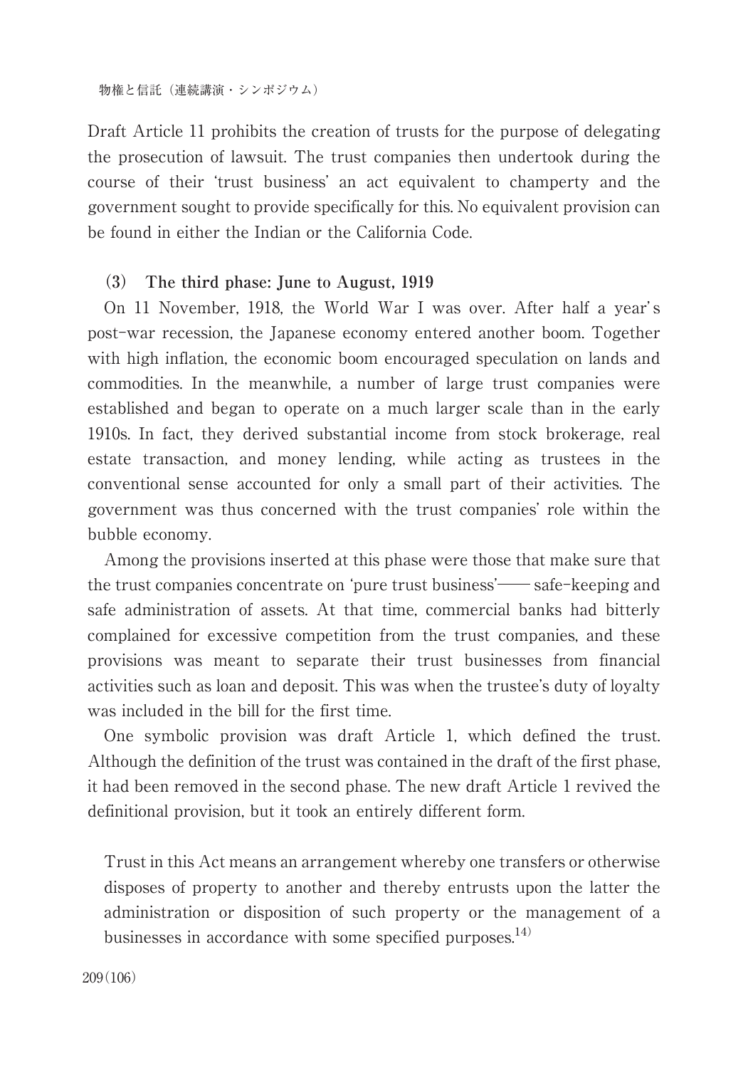Draft Article 11 prohibits the creation of trusts for the purpose of delegating the prosecution of lawsuit. The trust companies then undertook during the course of their 'trust business' an act equivalent to champerty and the government sought to provide specifically for this. No equivalent provision can be found in either the Indian or the California Code.

### (3) The third phase: June to August, 1919

On 11 November, 1918, the World War I was over. After half a year's post-war recession, the Japanese economy entered another boom. Together with high inflation, the economic boom encouraged speculation on lands and commodities. In the meanwhile, a number of large trust companies were established and began to operate on a much larger scale than in the early 1910s. In fact, they derived substantial income from stock brokerage, real estate transaction, and money lending, while acting as trustees in the conventional sense accounted for only a small part of their activities. The government was thus concerned with the trust companies' role within the bubble economy.

Among the provisions inserted at this phase were those that make sure that the trust companies concentrate on 'pure trust business'―― safe-keeping and safe administration of assets. At that time, commercial banks had bitterly complained for excessive competition from the trust companies, and these provisions was meant to separate their trust businesses from financial activities such as loan and deposit. This was when the trustee's duty of loyalty was included in the bill for the first time.

One symbolic provision was draft Article 1, which defined the trust. Although the definition of the trust was contained in the draft of the first phase, it had been removed in the second phase. The new draft Article 1 revived the definitional provision, but it took an entirely different form.

> Trust in this Act means an arrangement whereby one transfers or otherwise disposes of property to another and thereby entrusts upon the latter the administration or disposition of such property or the management of a businesses in accordance with some specified purposes.[14]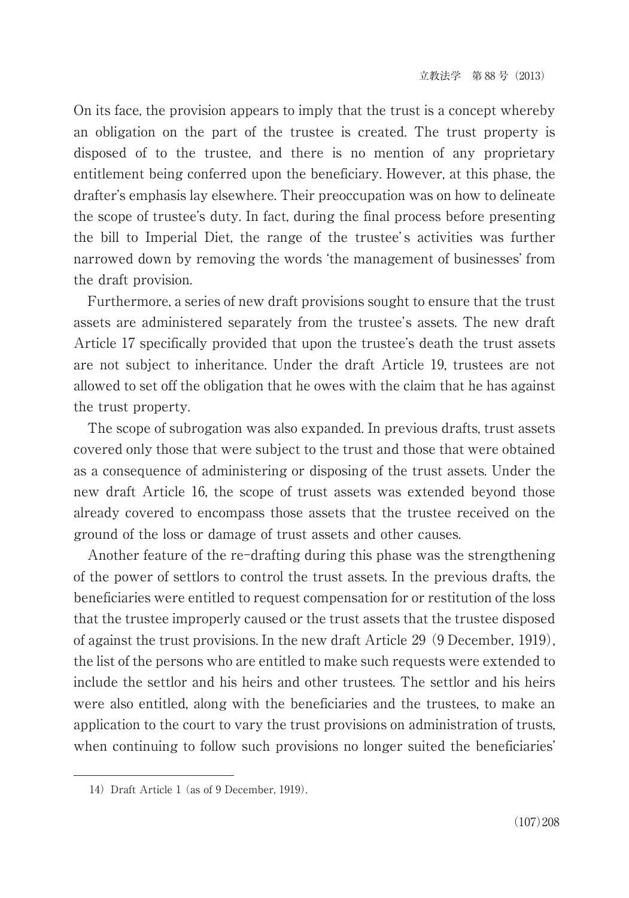On its face, the provision appears to imply that the trust is a concept whereby an obligation on the part of the trustee is created. The trust property is disposed of to the trustee, and there is no mention of any proprietary entitlement being conferred upon the beneficiary. However, at this phase, the drafter's emphasis lay elsewhere. Their preoccupation was on how to delineate the scope of trustee's duty. In fact, during the final process before presenting the bill to Imperial Diet, the range of the trustee's activities was further narrowed down by removing the words 'the management of businesses' from the draft provision.

Furthermore, a series of new draft provisions sought to ensure that the trust assets are administered separately from the trustee's assets. The new draft Article 17 specifically provided that upon the trustee's death the trust assets are not subject to inheritance. Under the draft Article 19, trustees are not allowed to set off the obligation that he owes with the claim that he has against the trust property.

The scope of subrogation was also expanded. In previous drafts, trust assets covered only those that were subject to the trust and those that were obtained as a consequence of administering or disposing of the trust assets. Under the new draft Article 16, the scope of trust assets was extended beyond those already covered to encompass those assets that the trustee received on the ground of the loss or damage of trust assets and other causes.

Another feature of the re-drafting during this phase was the strengthening of the power of settlors to control the trust assets. In the previous drafts, the beneficiaries were entitled to request compensation for or restitution of the loss that the trustee improperly caused or the trust assets that the trustee disposed of against the trust provisions. In the new draft Article 29 (9 December, 1919), the list of the persons who are entitled to make such requests were extended to include the settlor and his heirs and other trustees. The settlor and his heirs were also entitled, along with the beneficiaries and the trustees, to make an application to the court to vary the trust provisions on administration of trusts, when continuing to follow such provisions no longer suited the beneficiaries'

---

14) Draft Article 1 (as of 9 December, 1919).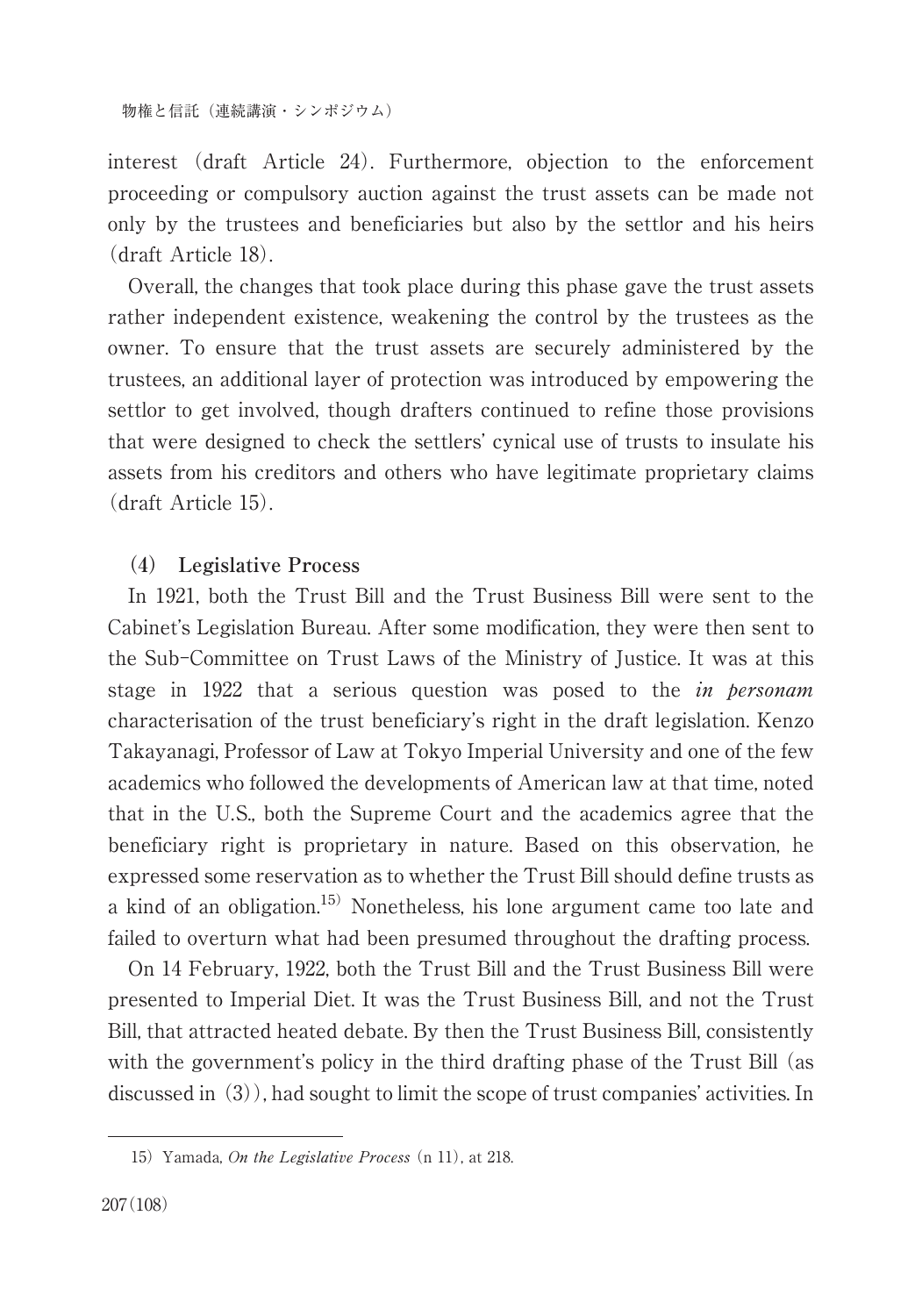interest (draft Article 24). Furthermore, objection to the enforcement proceeding or compulsory auction against the trust assets can be made not only by the trustees and beneficiaries but also by the settlor and his heirs (draft Article 18).

Overall, the changes that took place during this phase gave the trust assets rather independent existence, weakening the control by the trustees as the owner. To ensure that the trust assets are securely administered by the trustees, an additional layer of protection was introduced by empowering the settlor to get involved, though drafters continued to refine those provisions that were designed to check the settlers' cynical use of trusts to insulate his assets from his creditors and others who have legitimate proprietary claims (draft Article 15).

### (4) Legislative Process

In 1921, both the Trust Bill and the Trust Business Bill were sent to the Cabinet's Legislation Bureau. After some modification, they were then sent to the Sub-Committee on Trust Laws of the Ministry of Justice. It was at this stage in 1922 that a serious question was posed to the *in personam* characterisation of the trust beneficiary's right in the draft legislation. Kenzo Takayanagi, Professor of Law at Tokyo Imperial University and one of the few academics who followed the developments of American law at that time, noted that in the U.S., both the Supreme Court and the academics agree that the beneficiary right is proprietary in nature. Based on this observation, he expressed some reservation as to whether the Trust Bill should define trusts as a kind of an obligation.[15] Nonetheless, his lone argument came too late and failed to overturn what had been presumed throughout the drafting process.

On 14 February, 1922, both the Trust Bill and the Trust Business Bill were presented to Imperial Diet. It was the Trust Business Bill, and not the Trust Bill, that attracted heated debate. By then the Trust Business Bill, consistently with the government's policy in the third drafting phase of the Trust Bill (as discussed in (3)), had sought to limit the scope of trust companies' activities. In

---

15) Yamada, *On the Legislative Process* (n 11), at 218.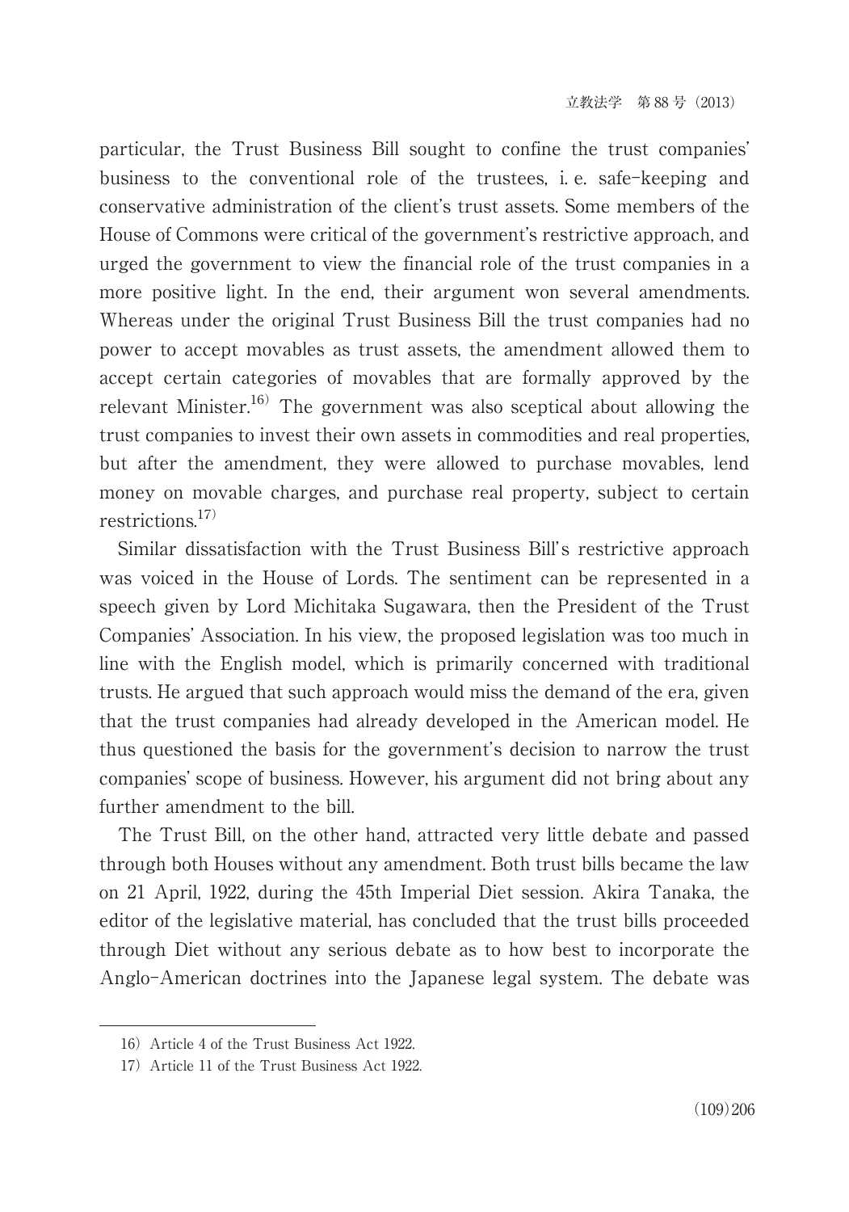particular, the Trust Business Bill sought to confine the trust companies' business to the conventional role of the trustees, i. e. safe-keeping and conservative administration of the client's trust assets. Some members of the House of Commons were critical of the government's restrictive approach, and urged the government to view the financial role of the trust companies in a more positive light. In the end, their argument won several amendments. Whereas under the original Trust Business Bill the trust companies had no power to accept movables as trust assets, the amendment allowed them to accept certain categories of movables that are formally approved by the relevant Minister.[16] The government was also sceptical about allowing the trust companies to invest their own assets in commodities and real properties, but after the amendment, they were allowed to purchase movables, lend money on movable charges, and purchase real property, subject to certain restrictions.[17]

Similar dissatisfaction with the Trust Business Bill's restrictive approach was voiced in the House of Lords. The sentiment can be represented in a speech given by Lord Michitaka Sugawara, then the President of the Trust Companies' Association. In his view, the proposed legislation was too much in line with the English model, which is primarily concerned with traditional trusts. He argued that such approach would miss the demand of the era, given that the trust companies had already developed in the American model. He thus questioned the basis for the government's decision to narrow the trust companies' scope of business. However, his argument did not bring about any further amendment to the bill.

The Trust Bill, on the other hand, attracted very little debate and passed through both Houses without any amendment. Both trust bills became the law on 21 April, 1922, during the 45th Imperial Diet session. Akira Tanaka, the editor of the legislative material, has concluded that the trust bills proceeded through Diet without any serious debate as to how best to incorporate the Anglo-American doctrines into the Japanese legal system. The debate was

---

16) Article 4 of the Trust Business Act 1922.

17) Article 11 of the Trust Business Act 1922.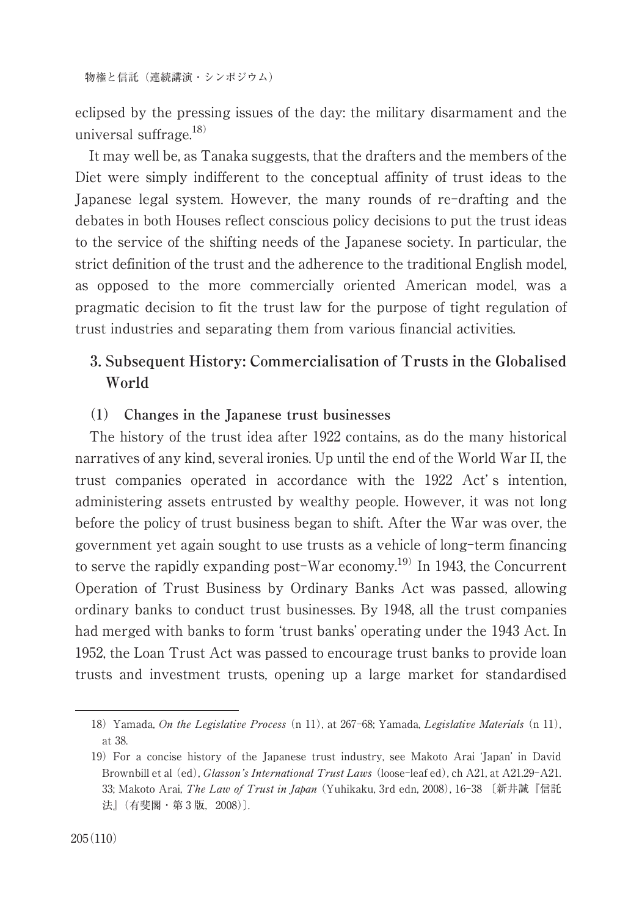eclipsed by the pressing issues of the day: the military disarmament and the universal suffrage.[18)]

It may well be, as Tanaka suggests, that the drafters and the members of the Diet were simply indifferent to the conceptual affinity of trust ideas to the Japanese legal system. However, the many rounds of re-drafting and the debates in both Houses reflect conscious policy decisions to put the trust ideas to the service of the shifting needs of the Japanese society. In particular, the strict definition of the trust and the adherence to the traditional English model, as opposed to the more commercially oriented American model, was a pragmatic decision to fit the trust law for the purpose of tight regulation of trust industries and separating them from various financial activities.

## 3. Subsequent History: Commercialisation of Trusts in the Globalised World

### (1) Changes in the Japanese trust businesses

The history of the trust idea after 1922 contains, as do the many historical narratives of any kind, several ironies. Up until the end of the World War II, the trust companies operated in accordance with the 1922 Act's intention, administering assets entrusted by wealthy people. However, it was not long before the policy of trust business began to shift. After the War was over, the government yet again sought to use trusts as a vehicle of long-term financing to serve the rapidly expanding post-War economy.[19)] In 1943, the Concurrent Operation of Trust Business by Ordinary Banks Act was passed, allowing ordinary banks to conduct trust businesses. By 1948, all the trust companies had merged with banks to form 'trust banks' operating under the 1943 Act. In 1952, the Loan Trust Act was passed to encourage trust banks to provide loan trusts and investment trusts, opening up a large market for standardised

---

18) Yamada, *On the Legislative Process* (n 11), at 267-68; Yamada, *Legislative Materials* (n 11), at 38.

19) For a concise history of the Japanese trust industry, see Makoto Arai 'Japan' in David Brownbill et al (ed), *Glasson's International Trust Laws* (loose-leaf ed), ch A21, at A21.29-A21.33; Makoto Arai, *The Law of Trust in Japan* (Yuhikaku, 3rd edn, 2008), 16-38 〔新井誠『信託法』(有斐閣・第3版, 2008)〕.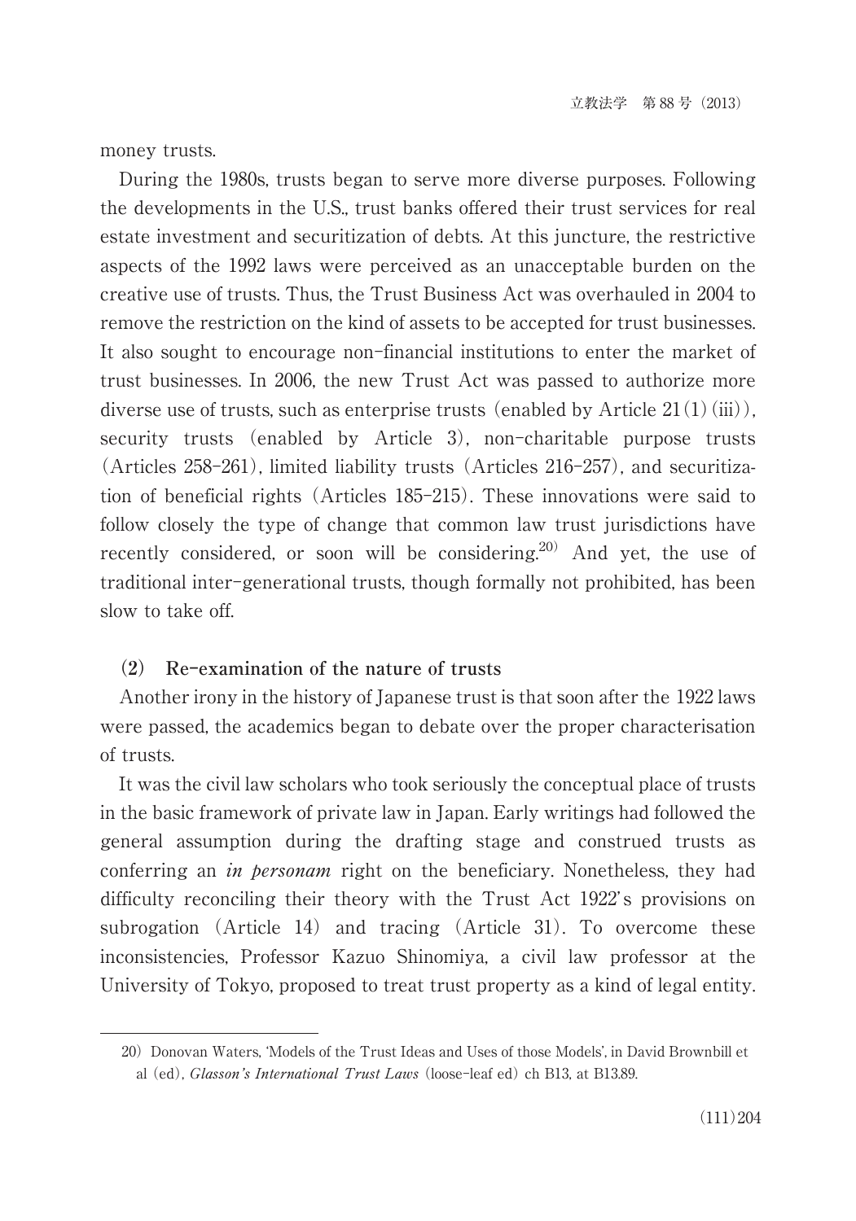money trusts.

During the 1980s, trusts began to serve more diverse purposes. Following the developments in the U.S., trust banks offered their trust services for real estate investment and securitization of debts. At this juncture, the restrictive aspects of the 1992 laws were perceived as an unacceptable burden on the creative use of trusts. Thus, the Trust Business Act was overhauled in 2004 to remove the restriction on the kind of assets to be accepted for trust businesses. It also sought to encourage non-financial institutions to enter the market of trust businesses. In 2006, the new Trust Act was passed to authorize more diverse use of trusts, such as enterprise trusts (enabled by Article 21(1)(iii)), security trusts (enabled by Article 3), non-charitable purpose trusts (Articles 258-261), limited liability trusts (Articles 216-257), and securitization of beneficial rights (Articles 185-215). These innovations were said to follow closely the type of change that common law trust jurisdictions have recently considered, or soon will be considering.[20] And yet, the use of traditional inter-generational trusts, though formally not prohibited, has been slow to take off.

### (2) Re-examination of the nature of trusts

Another irony in the history of Japanese trust is that soon after the 1922 laws were passed, the academics began to debate over the proper characterisation of trusts.

It was the civil law scholars who took seriously the conceptual place of trusts in the basic framework of private law in Japan. Early writings had followed the general assumption during the drafting stage and construed trusts as conferring an *in personam* right on the beneficiary. Nonetheless, they had difficulty reconciling their theory with the Trust Act 1922's provisions on subrogation (Article 14) and tracing (Article 31). To overcome these inconsistencies, Professor Kazuo Shinomiya, a civil law professor at the University of Tokyo, proposed to treat trust property as a kind of legal entity.

---

20) Donovan Waters, 'Models of the Trust Ideas and Uses of those Models', in David Brownbill et al (ed), *Glasson's International Trust Laws* (loose-leaf ed) ch B13, at B13.89.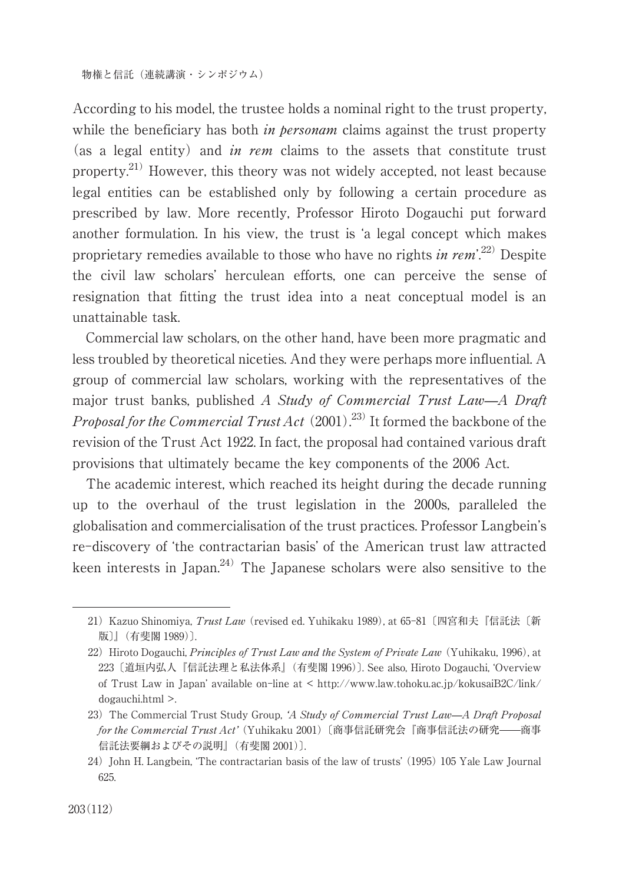According to his model, the trustee holds a nominal right to the trust property, while the beneficiary has both *in personam* claims against the trust property (as a legal entity) and *in rem* claims to the assets that constitute trust property.[21] However, this theory was not widely accepted, not least because legal entities can be established only by following a certain procedure as prescribed by law. More recently, Professor Hiroto Dogauchi put forward another formulation. In his view, the trust is 'a legal concept which makes proprietary remedies available to those who have no rights *in rem*'.[22] Despite the civil law scholars' herculean efforts, one can perceive the sense of resignation that fitting the trust idea into a neat conceptual model is an unattainable task.

Commercial law scholars, on the other hand, have been more pragmatic and less troubled by theoretical niceties. And they were perhaps more influential. A group of commercial law scholars, working with the representatives of the major trust banks, published *A Study of Commercial Trust Law—A Draft Proposal for the Commercial Trust Act* (2001).[23] It formed the backbone of the revision of the Trust Act 1922. In fact, the proposal had contained various draft provisions that ultimately became the key components of the 2006 Act.

The academic interest, which reached its height during the decade running up to the overhaul of the trust legislation in the 2000s, paralleled the globalisation and commercialisation of the trust practices. Professor Langbein's re-discovery of 'the contractarian basis' of the American trust law attracted keen interests in Japan.[24] The Japanese scholars were also sensitive to the

---

21) Kazuo Shinomiya, *Trust Law* (revised ed. Yuhikaku 1989), at 65-81〔四宮和夫『信託法〔新版〕』(有斐閣 1989)〕.

22) Hiroto Dogauchi, *Principles of Trust Law and the System of Private Law* (Yuhikaku, 1996), at 223〔道垣内弘人『信託法理と私法体系』(有斐閣 1996)〕. See also, Hiroto Dogauchi, 'Overview of Trust Law in Japan' available on-line at < http://www.law.tohoku.ac.jp/kokusaiB2C/link/dogauchi.html >.

23) The Commercial Trust Study Group, *'A Study of Commercial Trust Law—A Draft Proposal for the Commercial Trust Act'* (Yuhikaku 2001)〔商事信託研究会『商事信託法の研究――商事信託法要綱およびその説明』(有斐閣 2001)〕.

24) John H. Langbein, 'The contractarian basis of the law of trusts' (1995) 105 Yale Law Journal 625.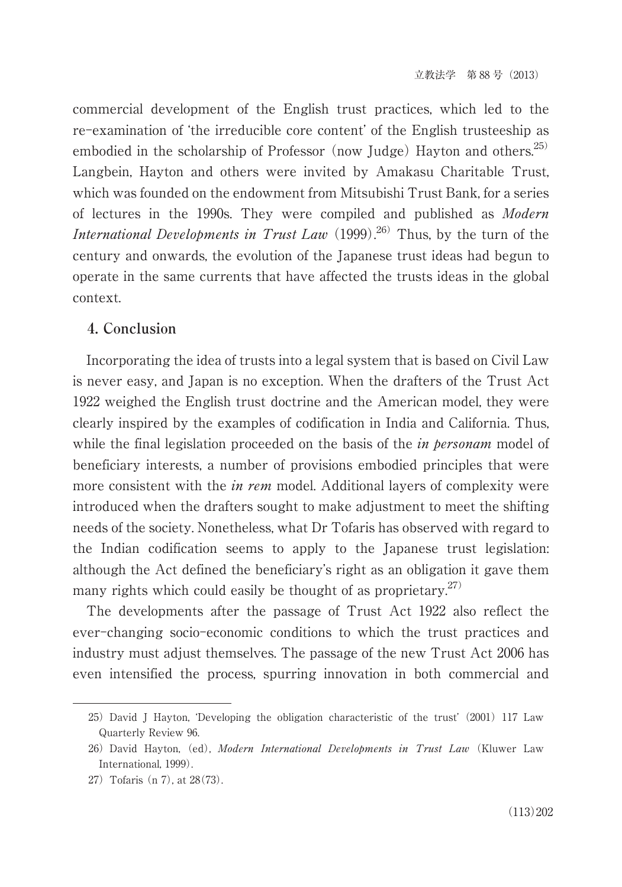commercial development of the English trust practices, which led to the re-examination of 'the irreducible core content' of the English trusteeship as embodied in the scholarship of Professor (now Judge) Hayton and others.[25] Langbein, Hayton and others were invited by Amakasu Charitable Trust, which was founded on the endowment from Mitsubishi Trust Bank, for a series of lectures in the 1990s. They were compiled and published as *Modern International Developments in Trust Law* (1999).[26] Thus, by the turn of the century and onwards, the evolution of the Japanese trust ideas had begun to operate in the same currents that have affected the trusts ideas in the global context.

## 4. Conclusion

Incorporating the idea of trusts into a legal system that is based on Civil Law is never easy, and Japan is no exception. When the drafters of the Trust Act 1922 weighed the English trust doctrine and the American model, they were clearly inspired by the examples of codification in India and California. Thus, while the final legislation proceeded on the basis of the ***in personam*** model of beneficiary interests, a number of provisions embodied principles that were more consistent with the *in rem* model. Additional layers of complexity were introduced when the drafters sought to make adjustment to meet the shifting needs of the society. Nonetheless, what Dr Tofaris has observed with regard to the Indian codification seems to apply to the Japanese trust legislation: although the Act defined the beneficiary's right as an obligation it gave them many rights which could easily be thought of as proprietary.[27]

The developments after the passage of Trust Act 1922 also reflect the ever-changing socio-economic conditions to which the trust practices and industry must adjust themselves. The passage of the new Trust Act 2006 has even intensified the process, spurring innovation in both commercial and

---

25) David J Hayton, 'Developing the obligation characteristic of the trust' (2001) 117 Law Quarterly Review 96.

26) David Hayton, (ed), *Modern International Developments in Trust Law* (Kluwer Law International, 1999).

27) Tofaris (n 7), at 28(73).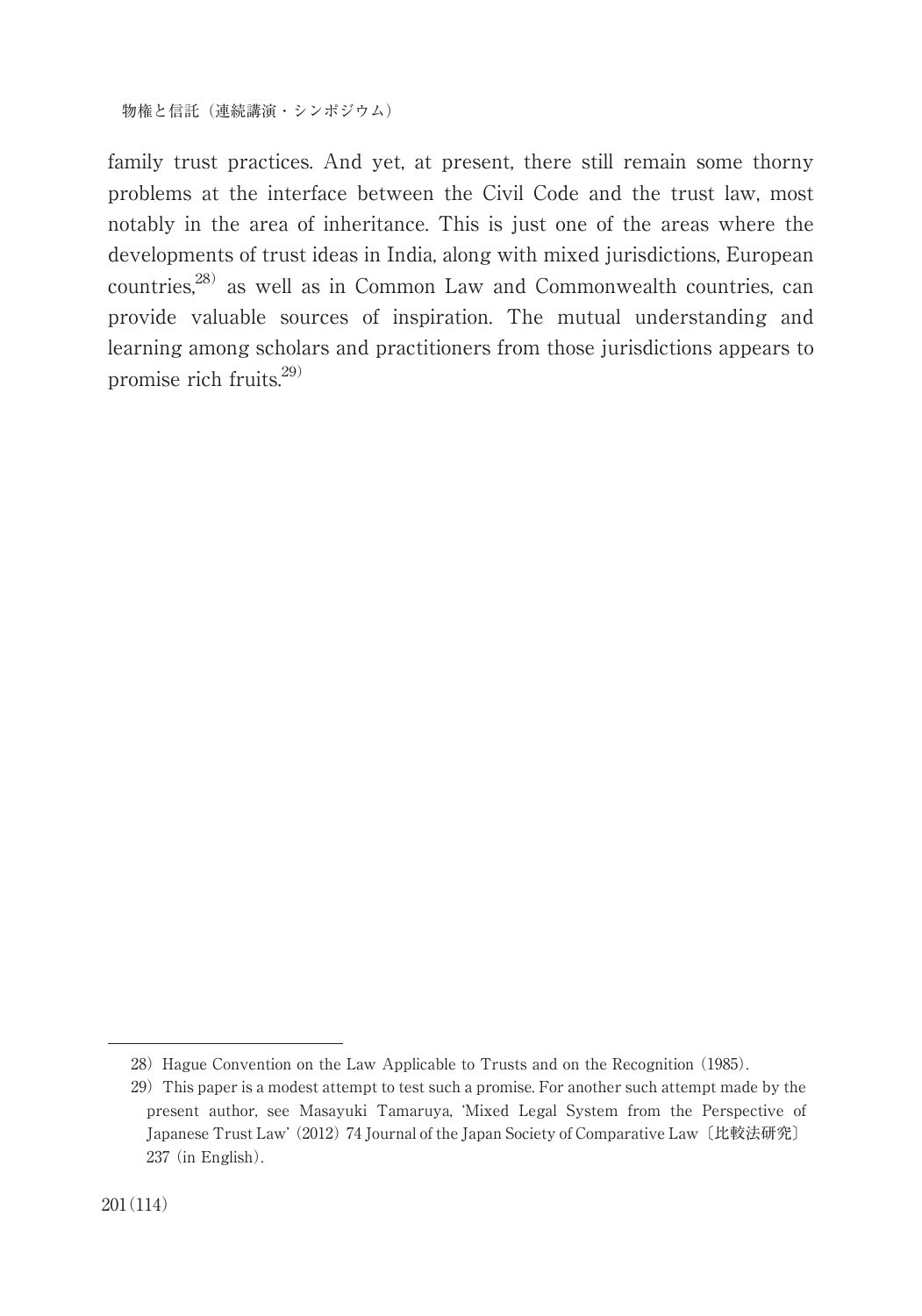family trust practices. And yet, at present, there still remain some thorny problems at the interface between the Civil Code and the trust law, most notably in the area of inheritance. This is just one of the areas where the developments of trust ideas in India, along with mixed jurisdictions, European countries,[28] as well as in Common Law and Commonwealth countries, can provide valuable sources of inspiration. The mutual understanding and learning among scholars and practitioners from those jurisdictions appears to promise rich fruits.[29]

---

28) Hague Convention on the Law Applicable to Trusts and on the Recognition (1985).

29) This paper is a modest attempt to test such a promise. For another such attempt made by the present author, see Masayuki Tamaruya, 'Mixed Legal System from the Perspective of Japanese Trust Law' (2012) 74 Journal of the Japan Society of Comparative Law〔比較法研究〕237 (in English).